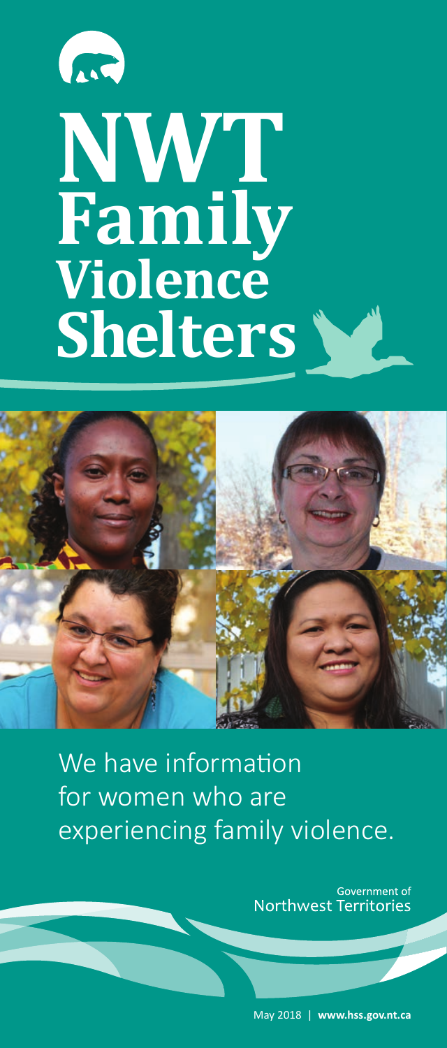# NWT Family Violence Shelters

We have information for women who are experiencing family violence.

Government of Northwest Territories

May 2018 | **www.hss.gov.nt.ca**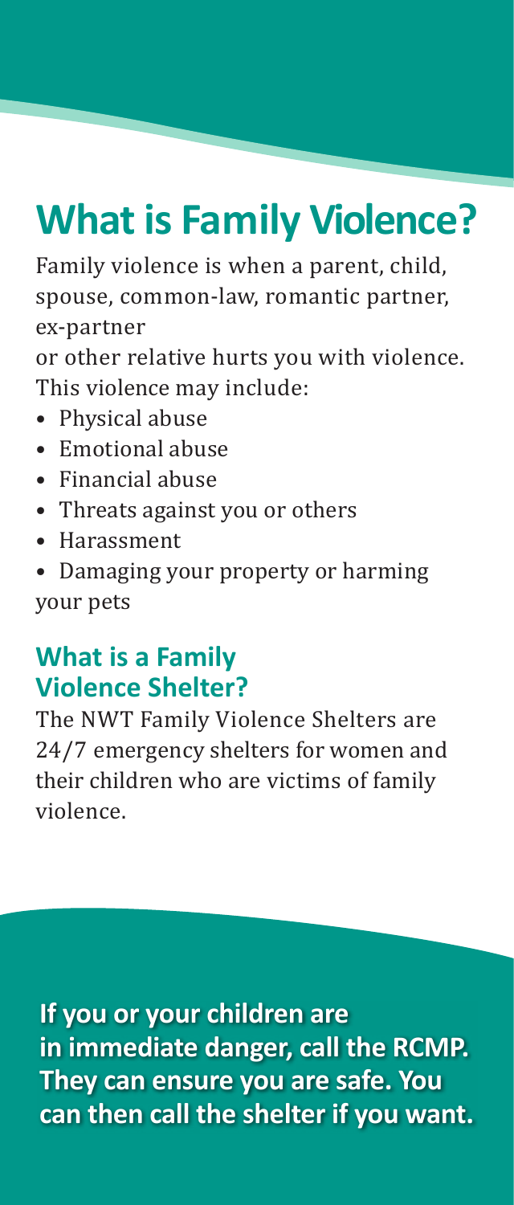# What is Family Violence?

Family violence is when a parent, child, spouse, common-law, romantic partner, ex-partner
or other relative hurts you with violence. This violence may include:

- Physical abuse
- Emotional abuse
- Financial abuse
- Threats against you or others
- Harassment
- Damaging your property or harming your pets

## What is a Family Violence Shelter?

The NWT Family Violence Shelters are 24/7 emergency shelters for women and their children who are victims of family violence.

**If you or your children are in immediate danger, call the RCMP. They can ensure you are safe. You can then call the shelter if you want.**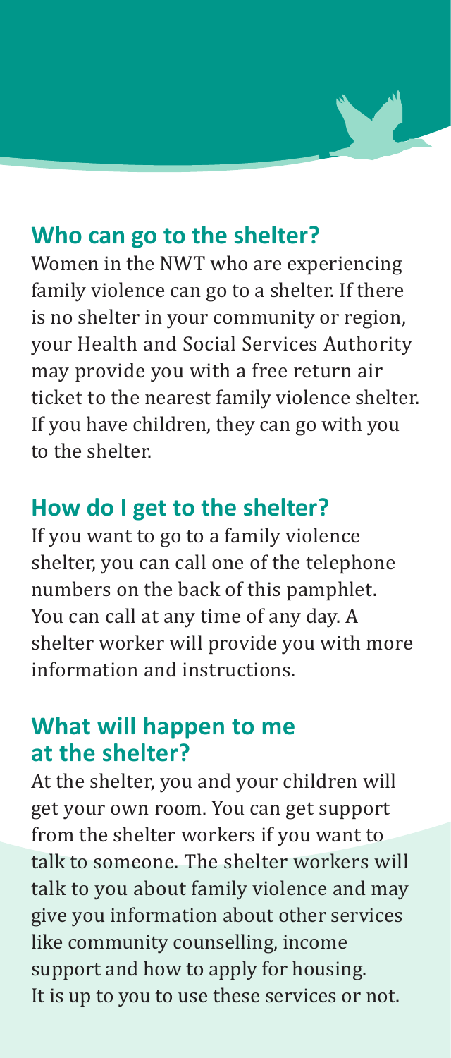## Who can go to the shelter?

Women in the NWT who are experiencing family violence can go to a shelter. If there is no shelter in your community or region, your Health and Social Services Authority may provide you with a free return air ticket to the nearest family violence shelter. If you have children, they can go with you to the shelter.

## How do I get to the shelter?

If you want to go to a family violence shelter, you can call one of the telephone numbers on the back of this pamphlet. You can call at any time of any day. A shelter worker will provide you with more information and instructions.

## What will happen to me at the shelter?

At the shelter, you and your children will get your own room. You can get support from the shelter workers if you want to talk to someone. The shelter workers will talk to you about family violence and may give you information about other services like community counselling, income support and how to apply for housing. It is up to you to use these services or not.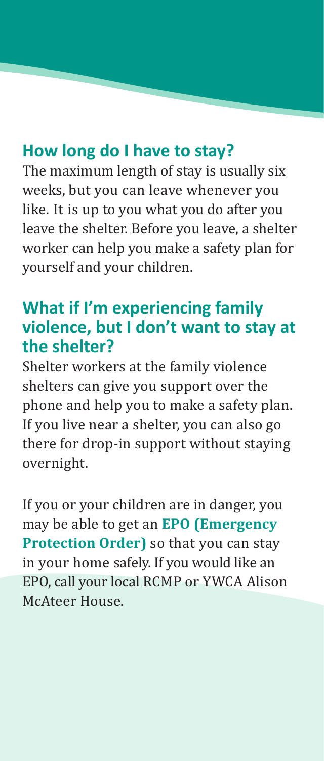## How long do I have to stay?

The maximum length of stay is usually six weeks, but you can leave whenever you like. It is up to you what you do after you leave the shelter. Before you leave, a shelter worker can help you make a safety plan for yourself and your children.

## What if I'm experiencing family violence, but I don't want to stay at the shelter?

Shelter workers at the family violence shelters can give you support over the phone and help you to make a safety plan. If you live near a shelter, you can also go there for drop-in support without staying overnight.

If you or your children are in danger, you may be able to get an **EPO (Emergency Protection Order)** so that you can stay in your home safely. If you would like an EPO, call your local RCMP or YWCA Alison McAteer House.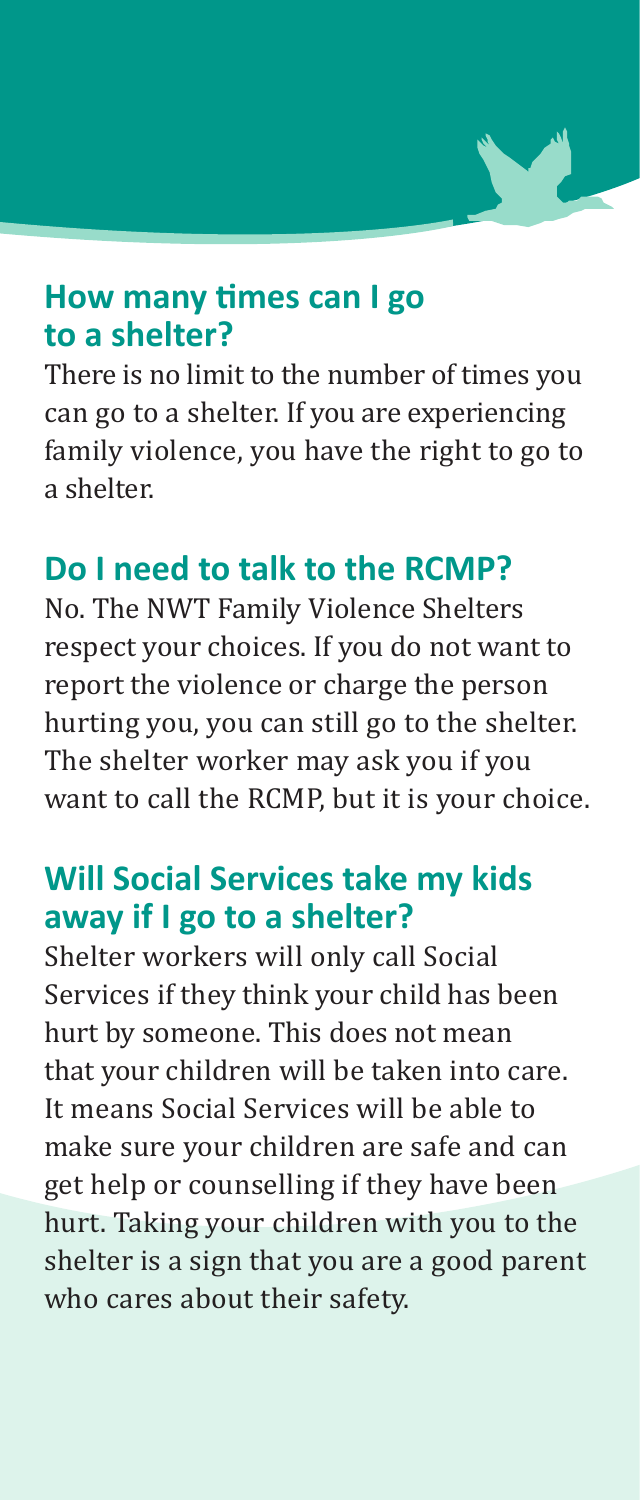## How many times can I go to a shelter?

There is no limit to the number of times you can go to a shelter. If you are experiencing family violence, you have the right to go to a shelter.

## Do I need to talk to the RCMP?

No. The NWT Family Violence Shelters respect your choices. If you do not want to report the violence or charge the person hurting you, you can still go to the shelter. The shelter worker may ask you if you want to call the RCMP, but it is your choice.

## Will Social Services take my kids away if I go to a shelter?

Shelter workers will only call Social Services if they think your child has been hurt by someone. This does not mean that your children will be taken into care. It means Social Services will be able to make sure your children are safe and can get help or counselling if they have been hurt. Taking your children with you to the shelter is a sign that you are a good parent who cares about their safety.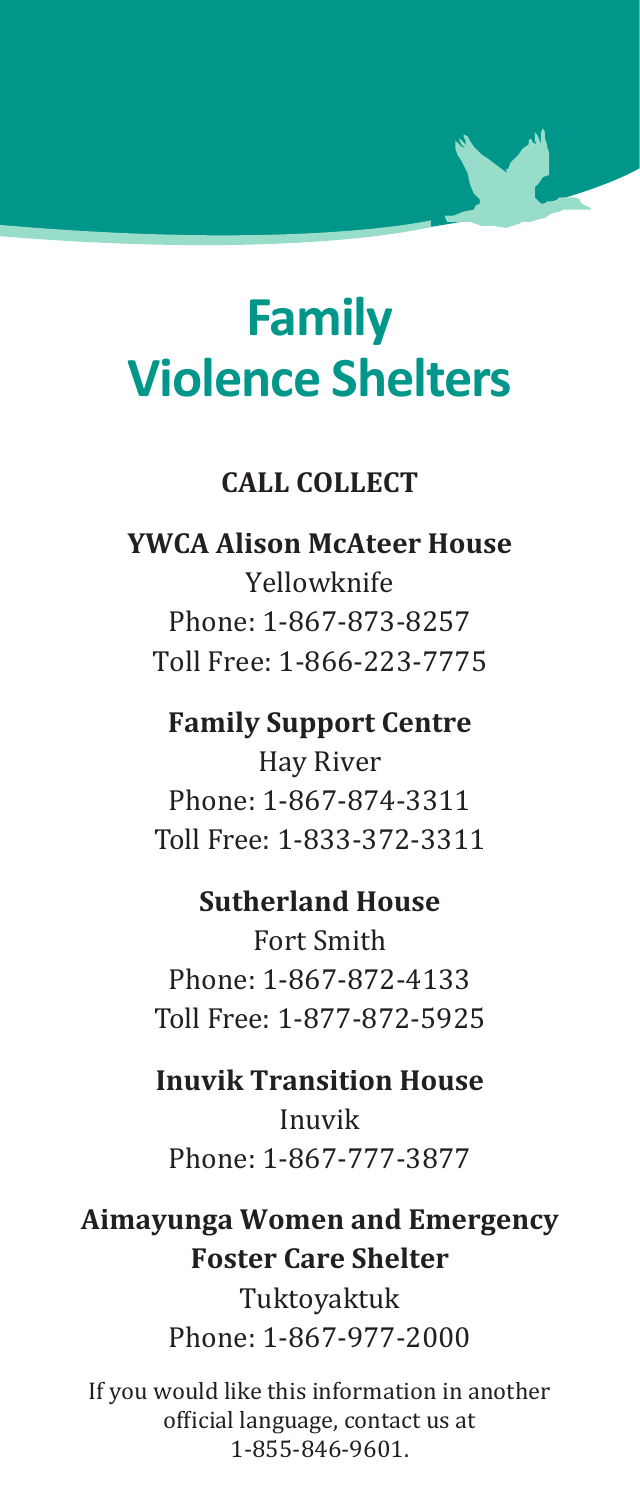# Family Violence Shelters

**CALL COLLECT**

**YWCA Alison McAteer House**
Yellowknife
Phone: 1-867-873-8257
Toll Free: 1-866-223-7775

**Family Support Centre**
Hay River
Phone: 1-867-874-3311
Toll Free: 1-833-372-3311

**Sutherland House**
Fort Smith
Phone: 1-867-872-4133
Toll Free: 1-877-872-5925

**Inuvik Transition House**
Inuvik
Phone: 1-867-777-3877

**Aimayunga Women and Emergency Foster Care Shelter**
Tuktoyaktuk
Phone: 1-867-977-2000

If you would like this information in another official language, contact us at 1-855-846-9601.